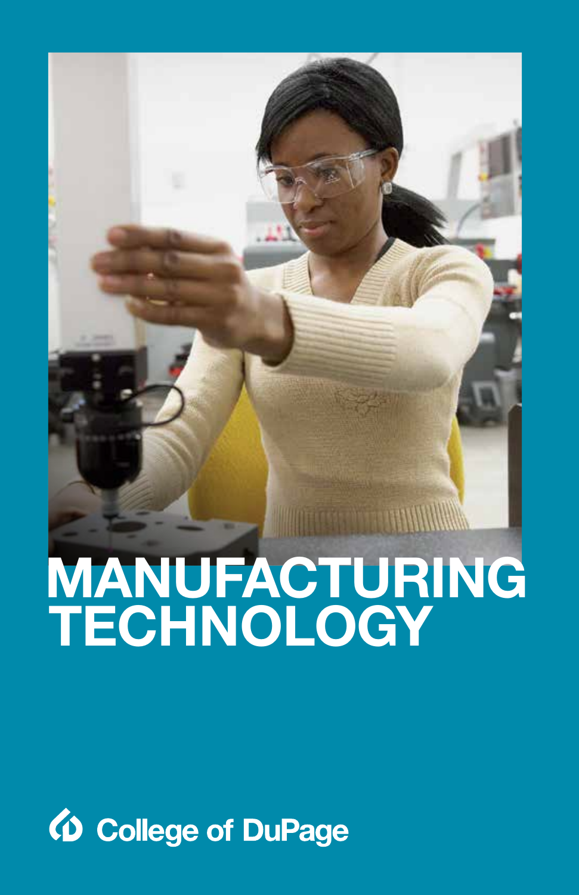# MANUFACTURING TECHNOLOGY

College of DuPage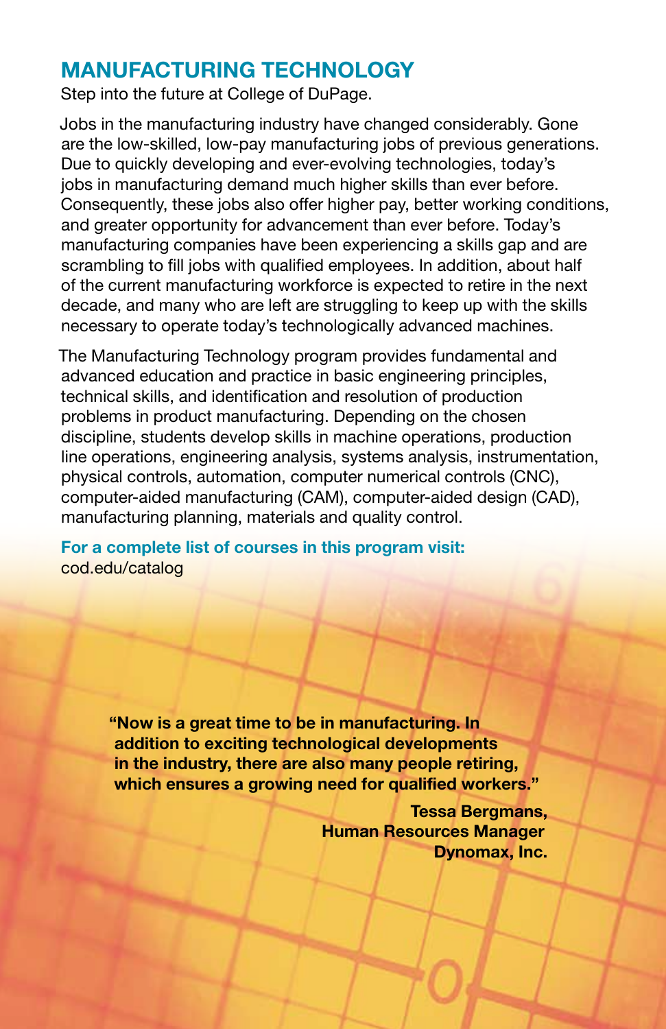## MANUFACTURING TECHNOLOGY

Step into the future at College of DuPage.

Jobs in the manufacturing industry have changed considerably. Gone are the low-skilled, low-pay manufacturing jobs of previous generations. Due to quickly developing and ever-evolving technologies, today's jobs in manufacturing demand much higher skills than ever before. Consequently, these jobs also offer higher pay, better working conditions, and greater opportunity for advancement than ever before. Today's manufacturing companies have been experiencing a skills gap and are scrambling to fill jobs with qualified employees. In addition, about half of the current manufacturing workforce is expected to retire in the next decade, and many who are left are struggling to keep up with the skills necessary to operate today's technologically advanced machines.

The Manufacturing Technology program provides fundamental and advanced education and practice in basic engineering principles, technical skills, and identification and resolution of production problems in product manufacturing. Depending on the chosen discipline, students develop skills in machine operations, production line operations, engineering analysis, systems analysis, instrumentation, physical controls, automation, computer numerical controls (CNC), computer-aided manufacturing (CAM), computer-aided design (CAD), manufacturing planning, materials and quality control.

**For a complete list of courses in this program visit:**
cod.edu/catalog

**"Now is a great time to be in manufacturing. In addition to exciting technological developments in the industry, there are also many people retiring, which ensures a growing need for qualified workers."**

**Tessa Bergmans,**
**Human Resources Manager**
**Dynomax, Inc.**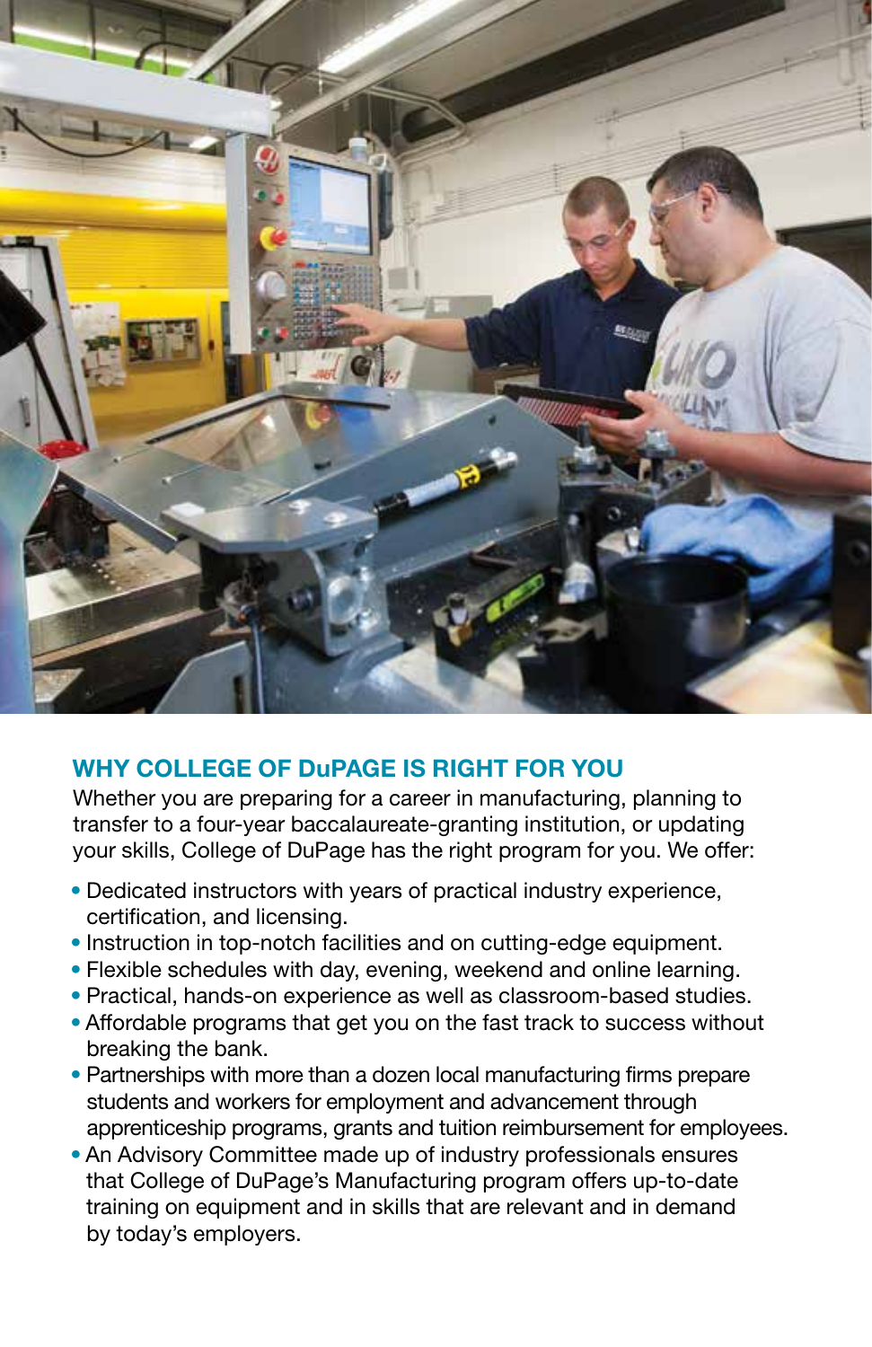## WHY COLLEGE OF DuPAGE IS RIGHT FOR YOU

Whether you are preparing for a career in manufacturing, planning to transfer to a four-year baccalaureate-granting institution, or updating your skills, College of DuPage has the right program for you. We offer:

- Dedicated instructors with years of practical industry experience, certification, and licensing.
- Instruction in top-notch facilities and on cutting-edge equipment.
- Flexible schedules with day, evening, weekend and online learning.
- Practical, hands-on experience as well as classroom-based studies.
- Affordable programs that get you on the fast track to success without breaking the bank.
- Partnerships with more than a dozen local manufacturing firms prepare students and workers for employment and advancement through apprenticeship programs, grants and tuition reimbursement for employees.
- An Advisory Committee made up of industry professionals ensures that College of DuPage's Manufacturing program offers up-to-date training on equipment and in skills that are relevant and in demand by today's employers.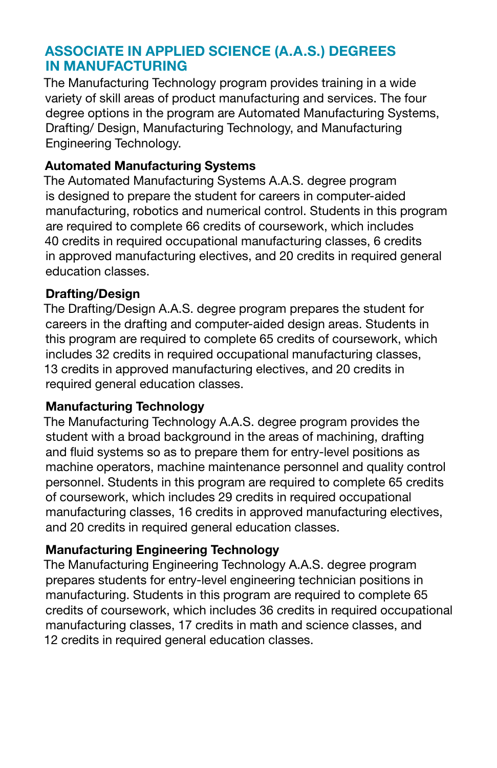## ASSOCIATE IN APPLIED SCIENCE (A.A.S.) DEGREES IN MANUFACTURING

The Manufacturing Technology program provides training in a wide variety of skill areas of product manufacturing and services. The four degree options in the program are Automated Manufacturing Systems, Drafting/ Design, Manufacturing Technology, and Manufacturing Engineering Technology.

### Automated Manufacturing Systems

The Automated Manufacturing Systems A.A.S. degree program is designed to prepare the student for careers in computer-aided manufacturing, robotics and numerical control. Students in this program are required to complete 66 credits of coursework, which includes 40 credits in required occupational manufacturing classes, 6 credits in approved manufacturing electives, and 20 credits in required general education classes.

### Drafting/Design

The Drafting/Design A.A.S. degree program prepares the student for careers in the drafting and computer-aided design areas. Students in this program are required to complete 65 credits of coursework, which includes 32 credits in required occupational manufacturing classes, 13 credits in approved manufacturing electives, and 20 credits in required general education classes.

### Manufacturing Technology

The Manufacturing Technology A.A.S. degree program provides the student with a broad background in the areas of machining, drafting and fluid systems so as to prepare them for entry-level positions as machine operators, machine maintenance personnel and quality control personnel. Students in this program are required to complete 65 credits of coursework, which includes 29 credits in required occupational manufacturing classes, 16 credits in approved manufacturing electives, and 20 credits in required general education classes.

### Manufacturing Engineering Technology

The Manufacturing Engineering Technology A.A.S. degree program prepares students for entry-level engineering technician positions in manufacturing. Students in this program are required to complete 65 credits of coursework, which includes 36 credits in required occupational manufacturing classes, 17 credits in math and science classes, and 12 credits in required general education classes.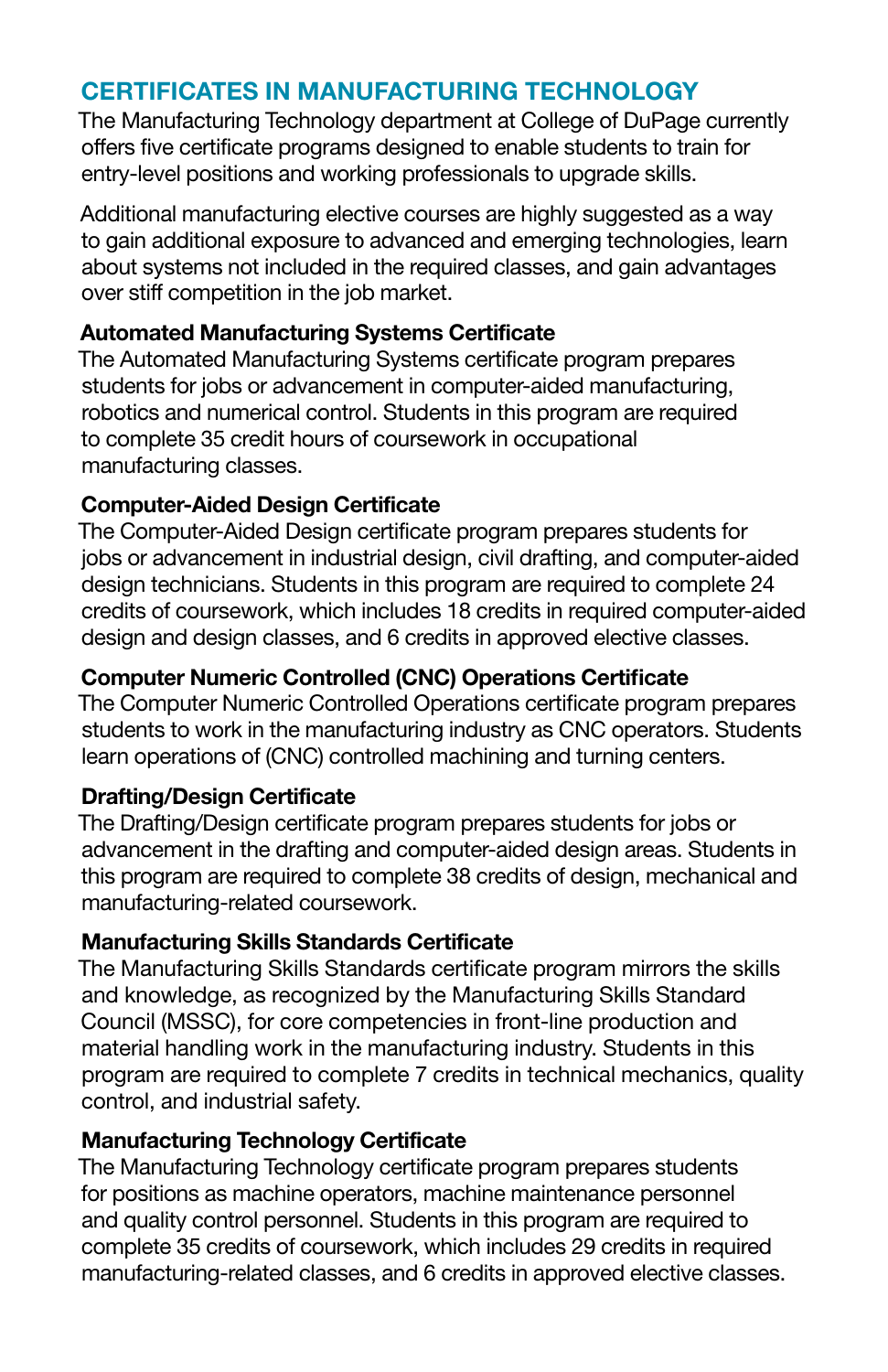## CERTIFICATES IN MANUFACTURING TECHNOLOGY

The Manufacturing Technology department at College of DuPage currently offers five certificate programs designed to enable students to train for entry-level positions and working professionals to upgrade skills.

Additional manufacturing elective courses are highly suggested as a way to gain additional exposure to advanced and emerging technologies, learn about systems not included in the required classes, and gain advantages over stiff competition in the job market.

### Automated Manufacturing Systems Certificate

The Automated Manufacturing Systems certificate program prepares students for jobs or advancement in computer-aided manufacturing, robotics and numerical control. Students in this program are required to complete 35 credit hours of coursework in occupational manufacturing classes.

### Computer-Aided Design Certificate

The Computer-Aided Design certificate program prepares students for jobs or advancement in industrial design, civil drafting, and computer-aided design technicians. Students in this program are required to complete 24 credits of coursework, which includes 18 credits in required computer-aided design and design classes, and 6 credits in approved elective classes.

### Computer Numeric Controlled (CNC) Operations Certificate

The Computer Numeric Controlled Operations certificate program prepares students to work in the manufacturing industry as CNC operators. Students learn operations of (CNC) controlled machining and turning centers.

### Drafting/Design Certificate

The Drafting/Design certificate program prepares students for jobs or advancement in the drafting and computer-aided design areas. Students in this program are required to complete 38 credits of design, mechanical and manufacturing-related coursework.

### Manufacturing Skills Standards Certificate

The Manufacturing Skills Standards certificate program mirrors the skills and knowledge, as recognized by the Manufacturing Skills Standard Council (MSSC), for core competencies in front-line production and material handling work in the manufacturing industry. Students in this program are required to complete 7 credits in technical mechanics, quality control, and industrial safety.

### Manufacturing Technology Certificate

The Manufacturing Technology certificate program prepares students for positions as machine operators, machine maintenance personnel and quality control personnel. Students in this program are required to complete 35 credits of coursework, which includes 29 credits in required manufacturing-related classes, and 6 credits in approved elective classes.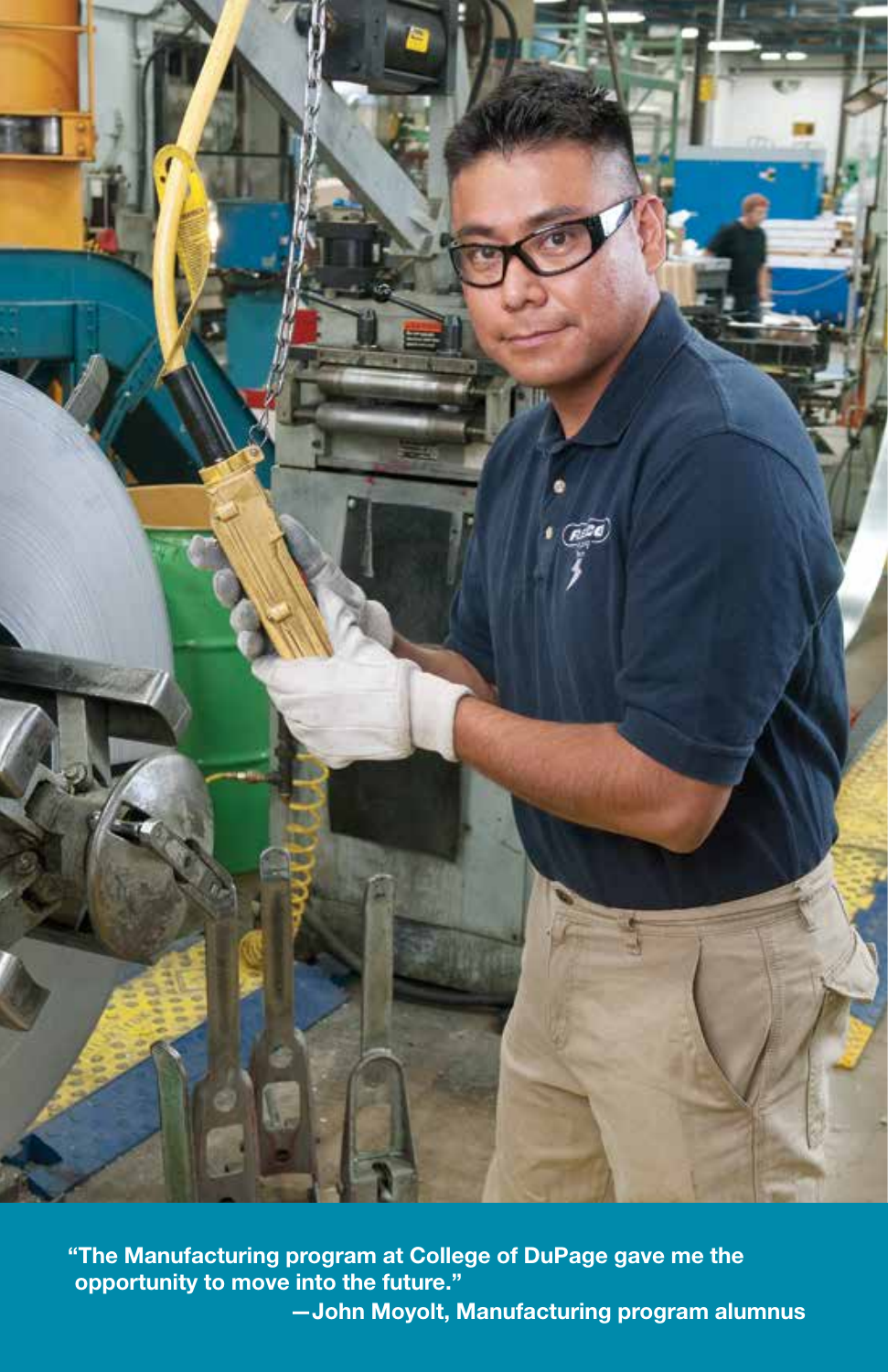"The Manufacturing program at College of DuPage gave me the opportunity to move into the future."

—John Moyolt, Manufacturing program alumnus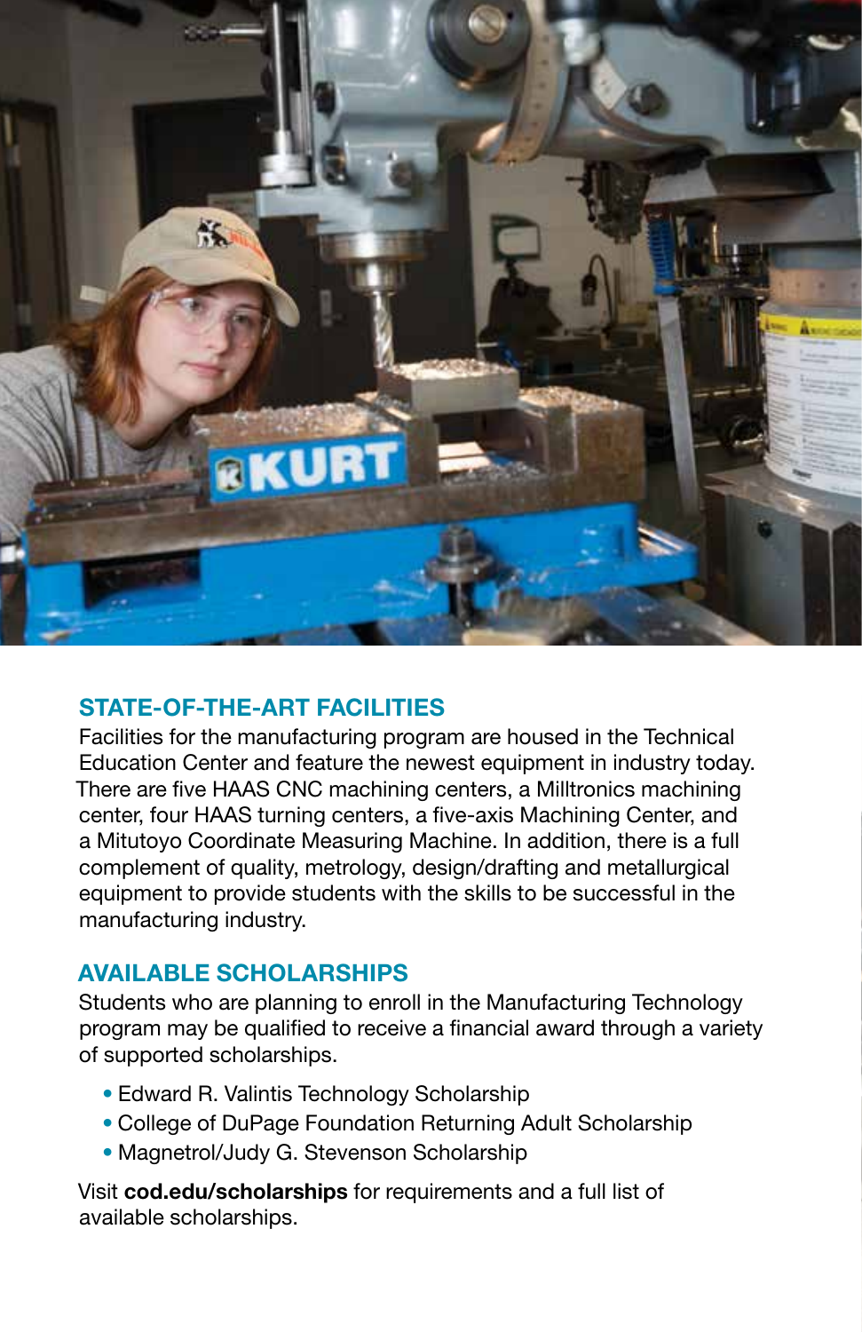## STATE-OF-THE-ART FACILITIES

Facilities for the manufacturing program are housed in the Technical Education Center and feature the newest equipment in industry today. There are five HAAS CNC machining centers, a Milltronics machining center, four HAAS turning centers, a five-axis Machining Center, and a Mitutoyo Coordinate Measuring Machine. In addition, there is a full complement of quality, metrology, design/drafting and metallurgical equipment to provide students with the skills to be successful in the manufacturing industry.

## AVAILABLE SCHOLARSHIPS

Students who are planning to enroll in the Manufacturing Technology program may be qualified to receive a financial award through a variety of supported scholarships.

- Edward R. Valintis Technology Scholarship
- College of DuPage Foundation Returning Adult Scholarship
- Magnetrol/Judy G. Stevenson Scholarship

Visit **cod.edu/scholarships** for requirements and a full list of available scholarships.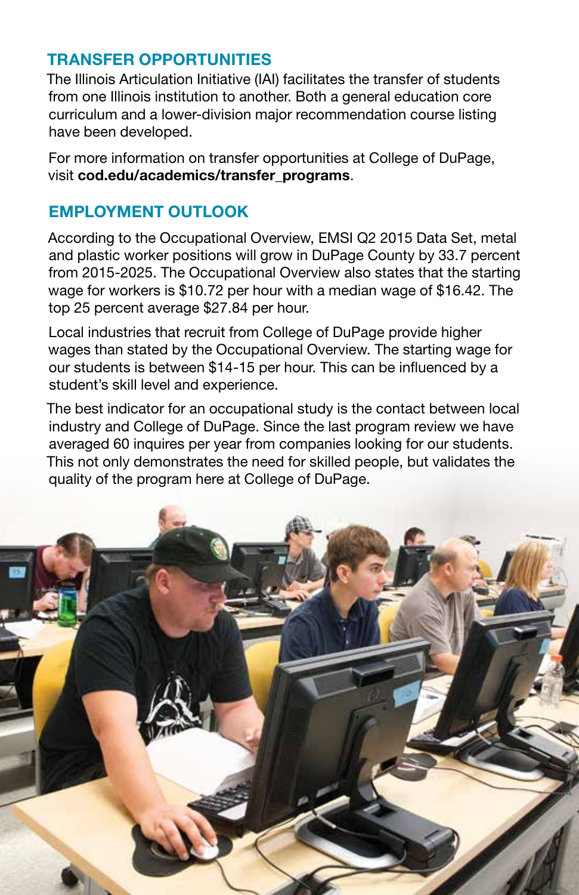## TRANSFER OPPORTUNITIES

The Illinois Articulation Initiative (IAI) facilitates the transfer of students from one Illinois institution to another. Both a general education core curriculum and a lower-division major recommendation course listing have been developed.

For more information on transfer opportunities at College of DuPage, visit **cod.edu/academics/transfer_programs**.

## EMPLOYMENT OUTLOOK

According to the Occupational Overview, EMSI Q2 2015 Data Set, metal and plastic worker positions will grow in DuPage County by 33.7 percent from 2015-2025. The Occupational Overview also states that the starting wage for workers is $10.72 per hour with a median wage of $16.42. The top 25 percent average $27.84 per hour.

Local industries that recruit from College of DuPage provide higher wages than stated by the Occupational Overview. The starting wage for our students is between $14-15 per hour. This can be influenced by a student's skill level and experience.

The best indicator for an occupational study is the contact between local industry and College of DuPage. Since the last program review we have averaged 60 inquires per year from companies looking for our students. This not only demonstrates the need for skilled people, but validates the quality of the program here at College of DuPage.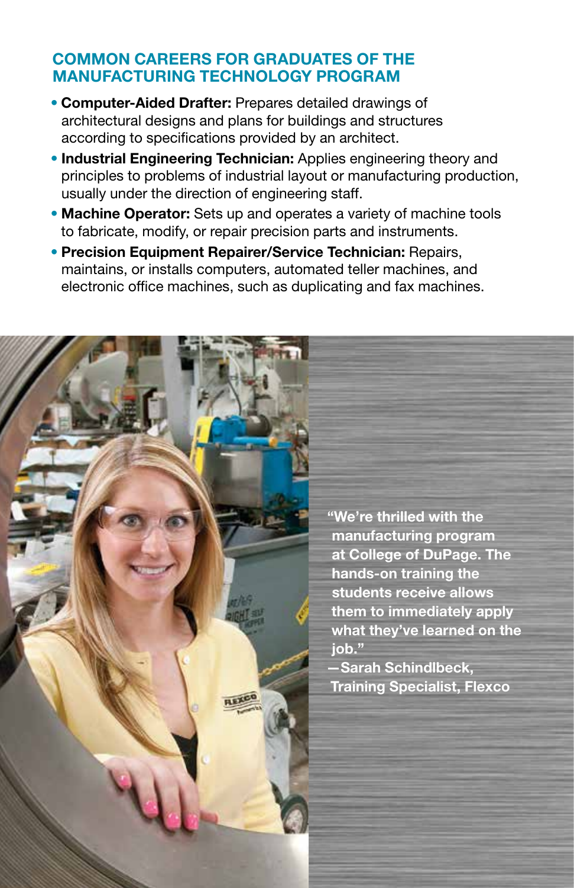## COMMON CAREERS FOR GRADUATES OF THE MANUFACTURING TECHNOLOGY PROGRAM

- **Computer-Aided Drafter:** Prepares detailed drawings of architectural designs and plans for buildings and structures according to specifications provided by an architect.
- **Industrial Engineering Technician:** Applies engineering theory and principles to problems of industrial layout or manufacturing production, usually under the direction of engineering staff.
- **Machine Operator:** Sets up and operates a variety of machine tools to fabricate, modify, or repair precision parts and instruments.
- **Precision Equipment Repairer/Service Technician:** Repairs, maintains, or installs computers, automated teller machines, and electronic office machines, such as duplicating and fax machines.

**"We're thrilled with the manufacturing program at College of DuPage. The hands-on training the students receive allows them to immediately apply what they've learned on the job."**
**—Sarah Schindlbeck, Training Specialist, Flexco**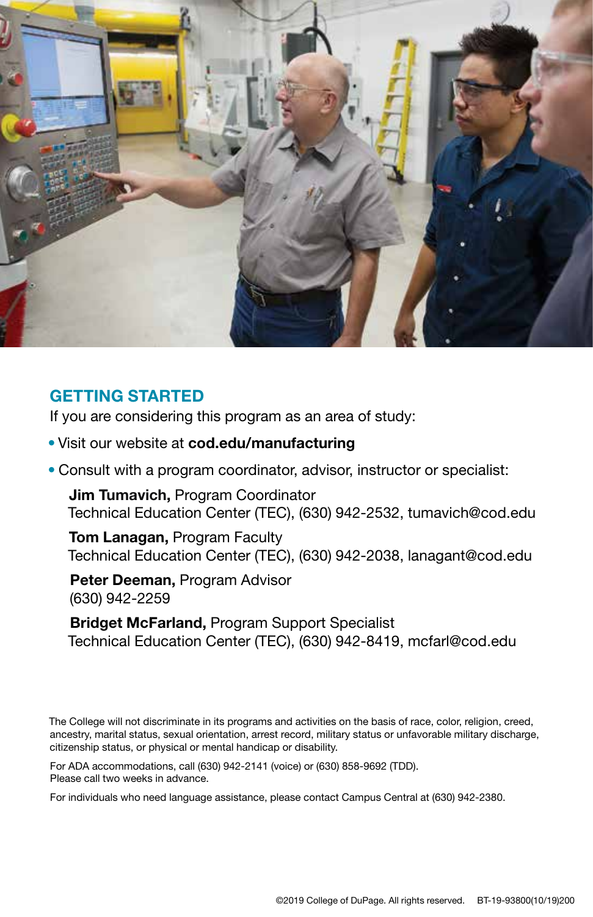## GETTING STARTED

If you are considering this program as an area of study:

- Visit our website at **cod.edu/manufacturing**
- Consult with a program coordinator, advisor, instructor or specialist:

  **Jim Tumavich,** Program Coordinator
  Technical Education Center (TEC), (630) 942-2532, tumavich@cod.edu

  **Tom Lanagan,** Program Faculty
  Technical Education Center (TEC), (630) 942-2038, lanagant@cod.edu

  **Peter Deeman,** Program Advisor
  (630) 942-2259

  **Bridget McFarland,** Program Support Specialist
  Technical Education Center (TEC), (630) 942-8419, mcfarl@cod.edu

The College will not discriminate in its programs and activities on the basis of race, color, religion, creed, ancestry, marital status, sexual orientation, arrest record, military status or unfavorable military discharge, citizenship status, or physical or mental handicap or disability.

For ADA accommodations, call (630) 942-2141 (voice) or (630) 858-9692 (TDD).
Please call two weeks in advance.

For individuals who need language assistance, please contact Campus Central at (630) 942-2380.

©2019 College of DuPage. All rights reserved. BT-19-93800(10/19)200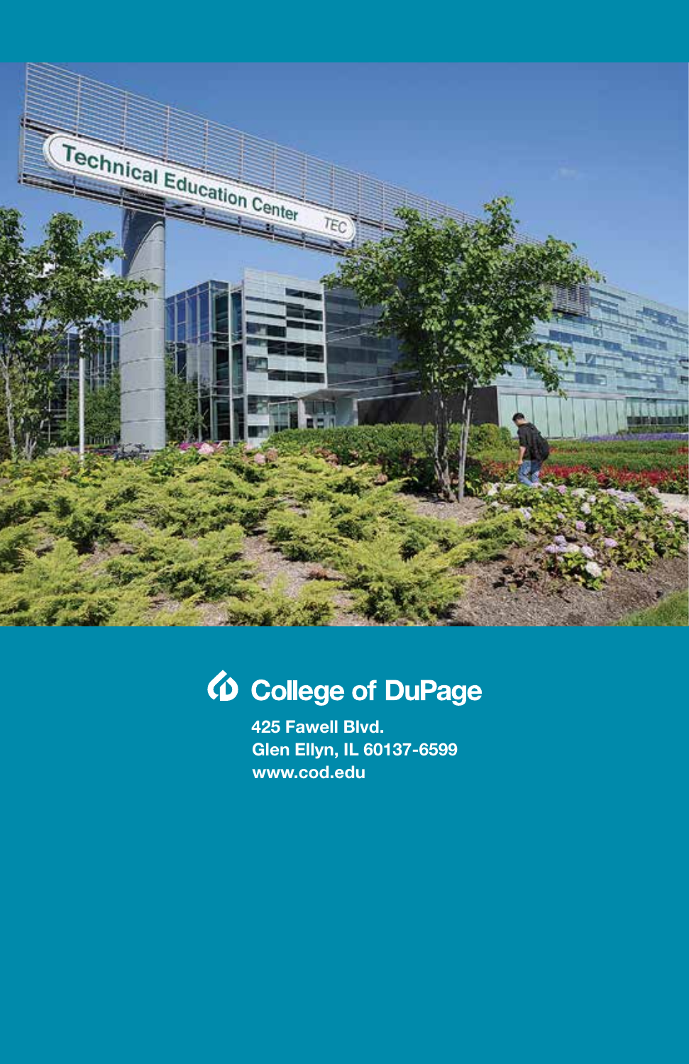College of DuPage

425 Fawell Blvd.
Glen Ellyn, IL 60137-6599
www.cod.edu